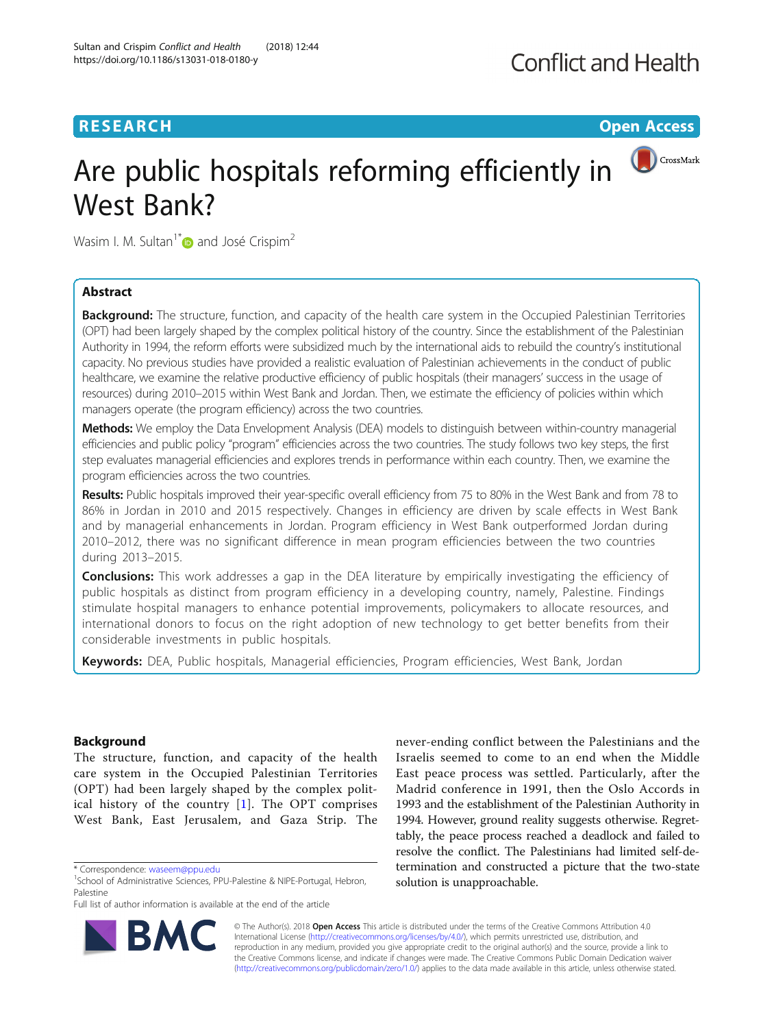RESEARCH Open Access

# Are public hospitals reforming efficiently in West Bank?

Wasim I. M. Sultan[1*] and José Crispim[2]

## Abstract

**Background:** The structure, function, and capacity of the health care system in the Occupied Palestinian Territories (OPT) had been largely shaped by the complex political history of the country. Since the establishment of the Palestinian Authority in 1994, the reform efforts were subsidized much by the international aids to rebuild the country's institutional capacity. No previous studies have provided a realistic evaluation of Palestinian achievements in the conduct of public healthcare, we examine the relative productive efficiency of public hospitals (their managers' success in the usage of resources) during 2010–2015 within West Bank and Jordan. Then, we estimate the efficiency of policies within which managers operate (the program efficiency) across the two countries.

**Methods:** We employ the Data Envelopment Analysis (DEA) models to distinguish between within-country managerial efficiencies and public policy "program" efficiencies across the two countries. The study follows two key steps, the first step evaluates managerial efficiencies and explores trends in performance within each country. Then, we examine the program efficiencies across the two countries.

**Results:** Public hospitals improved their year-specific overall efficiency from 75 to 80% in the West Bank and from 78 to 86% in Jordan in 2010 and 2015 respectively. Changes in efficiency are driven by scale effects in West Bank and by managerial enhancements in Jordan. Program efficiency in West Bank outperformed Jordan during 2010–2012, there was no significant difference in mean program efficiencies between the two countries during 2013–2015.

**Conclusions:** This work addresses a gap in the DEA literature by empirically investigating the efficiency of public hospitals as distinct from program efficiency in a developing country, namely, Palestine. Findings stimulate hospital managers to enhance potential improvements, policymakers to allocate resources, and international donors to focus on the right adoption of new technology to get better benefits from their considerable investments in public hospitals.

**Keywords:** DEA, Public hospitals, Managerial efficiencies, Program efficiencies, West Bank, Jordan

## Background

The structure, function, and capacity of the health care system in the Occupied Palestinian Territories (OPT) had been largely shaped by the complex political history of the country [1]. The OPT comprises West Bank, East Jerusalem, and Gaza Strip. The never-ending conflict between the Palestinians and the Israelis seemed to come to an end when the Middle East peace process was settled. Particularly, after the Madrid conference in 1991, then the Oslo Accords in 1993 and the establishment of the Palestinian Authority in 1994. However, ground reality suggests otherwise. Regrettably, the peace process reached a deadlock and failed to resolve the conflict. The Palestinians had limited self-determination and constructed a picture that the two-state solution is unapproachable.

* Correspondence: waseem@ppu.edu
[1]School of Administrative Sciences, PPU-Palestine & NIPE-Portugal, Hebron, Palestine
Full list of author information is available at the end of the article

© The Author(s). 2018 **Open Access** This article is distributed under the terms of the Creative Commons Attribution 4.0 International License (http://creativecommons.org/licenses/by/4.0/), which permits unrestricted use, distribution, and reproduction in any medium, provided you give appropriate credit to the original author(s) and the source, provide a link to the Creative Commons license, and indicate if changes were made. The Creative Commons Public Domain Dedication waiver (http://creativecommons.org/publicdomain/zero/1.0/) applies to the data made available in this article, unless otherwise stated.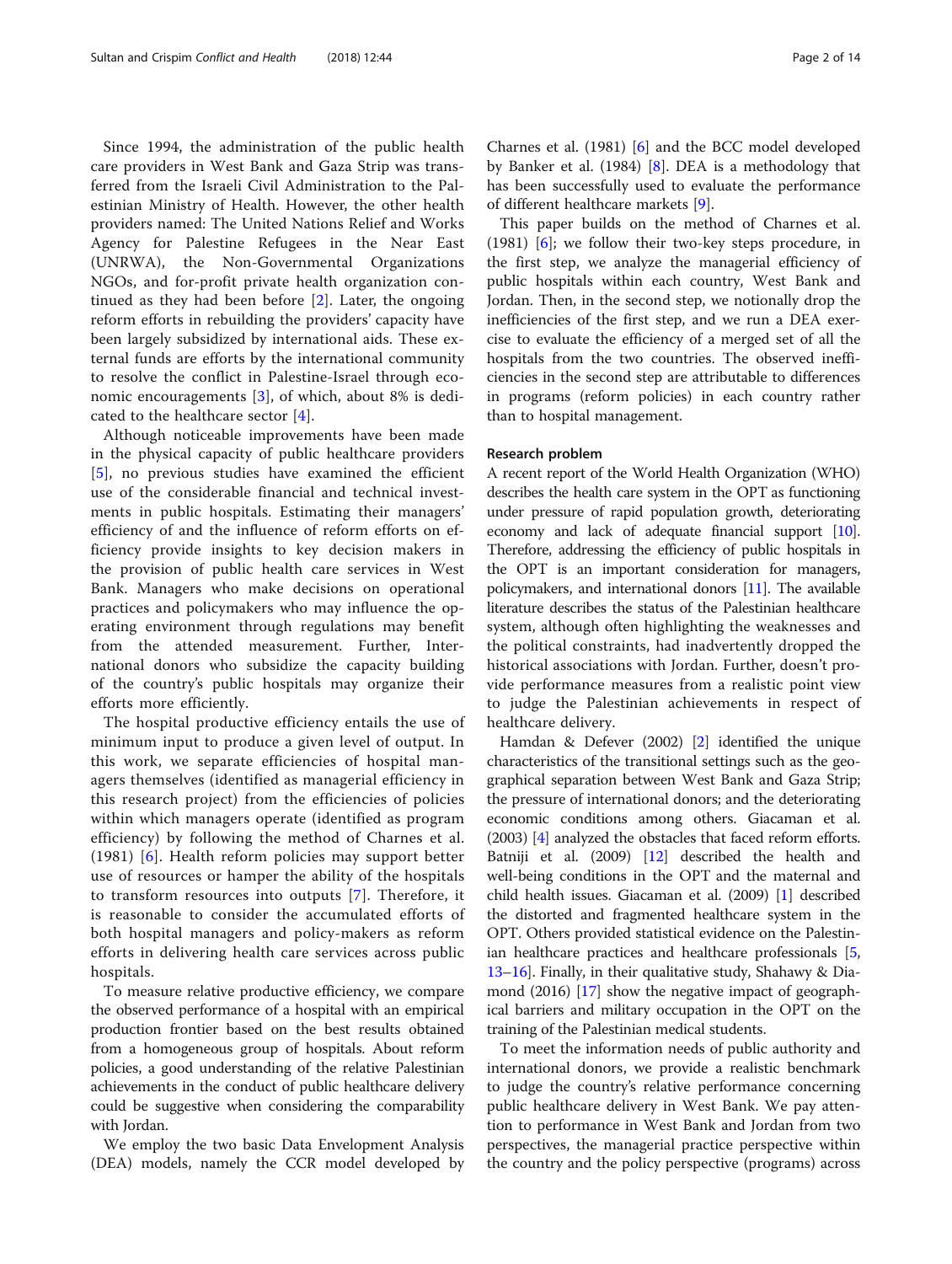Since 1994, the administration of the public health care providers in West Bank and Gaza Strip was transferred from the Israeli Civil Administration to the Palestinian Ministry of Health. However, the other health providers named: The United Nations Relief and Works Agency for Palestine Refugees in the Near East (UNRWA), the Non-Governmental Organizations NGOs, and for-profit private health organization continued as they had been before [2]. Later, the ongoing reform efforts in rebuilding the providers' capacity have been largely subsidized by international aids. These external funds are efforts by the international community to resolve the conflict in Palestine-Israel through economic encouragements [3], of which, about 8% is dedicated to the healthcare sector [4].

Although noticeable improvements have been made in the physical capacity of public healthcare providers [5], no previous studies have examined the efficient use of the considerable financial and technical investments in public hospitals. Estimating their managers' efficiency of and the influence of reform efforts on efficiency provide insights to key decision makers in the provision of public health care services in West Bank. Managers who make decisions on operational practices and policymakers who may influence the operating environment through regulations may benefit from the attended measurement. Further, International donors who subsidize the capacity building of the country's public hospitals may organize their efforts more efficiently.

The hospital productive efficiency entails the use of minimum input to produce a given level of output. In this work, we separate efficiencies of hospital managers themselves (identified as managerial efficiency in this research project) from the efficiencies of policies within which managers operate (identified as program efficiency) by following the method of Charnes et al. (1981) [6]. Health reform policies may support better use of resources or hamper the ability of the hospitals to transform resources into outputs [7]. Therefore, it is reasonable to consider the accumulated efforts of both hospital managers and policy-makers as reform efforts in delivering health care services across public hospitals.

To measure relative productive efficiency, we compare the observed performance of a hospital with an empirical production frontier based on the best results obtained from a homogeneous group of hospitals. About reform policies, a good understanding of the relative Palestinian achievements in the conduct of public healthcare delivery could be suggestive when considering the comparability with Jordan.

We employ the two basic Data Envelopment Analysis (DEA) models, namely the CCR model developed by Charnes et al. (1981) [6] and the BCC model developed by Banker et al. (1984) [8]. DEA is a methodology that has been successfully used to evaluate the performance of different healthcare markets [9].

This paper builds on the method of Charnes et al. (1981) [6]; we follow their two-key steps procedure, in the first step, we analyze the managerial efficiency of public hospitals within each country, West Bank and Jordan. Then, in the second step, we notionally drop the inefficiencies of the first step, and we run a DEA exercise to evaluate the efficiency of a merged set of all the hospitals from the two countries. The observed inefficiencies in the second step are attributable to differences in programs (reform policies) in each country rather than to hospital management.

### Research problem

A recent report of the World Health Organization (WHO) describes the health care system in the OPT as functioning under pressure of rapid population growth, deteriorating economy and lack of adequate financial support [10]. Therefore, addressing the efficiency of public hospitals in the OPT is an important consideration for managers, policymakers, and international donors [11]. The available literature describes the status of the Palestinian healthcare system, although often highlighting the weaknesses and the political constraints, had inadvertently dropped the historical associations with Jordan. Further, doesn't provide performance measures from a realistic point view to judge the Palestinian achievements in respect of healthcare delivery.

Hamdan & Defever (2002) [2] identified the unique characteristics of the transitional settings such as the geographical separation between West Bank and Gaza Strip; the pressure of international donors; and the deteriorating economic conditions among others. Giacaman et al. (2003) [4] analyzed the obstacles that faced reform efforts. Batniji et al. (2009) [12] described the health and well-being conditions in the OPT and the maternal and child health issues. Giacaman et al. (2009) [1] described the distorted and fragmented healthcare system in the OPT. Others provided statistical evidence on the Palestinian healthcare practices and healthcare professionals [5, 13–16]. Finally, in their qualitative study, Shahawy & Diamond (2016) [17] show the negative impact of geographical barriers and military occupation in the OPT on the training of the Palestinian medical students.

To meet the information needs of public authority and international donors, we provide a realistic benchmark to judge the country's relative performance concerning public healthcare delivery in West Bank. We pay attention to performance in West Bank and Jordan from two perspectives, the managerial practice perspective within the country and the policy perspective (programs) across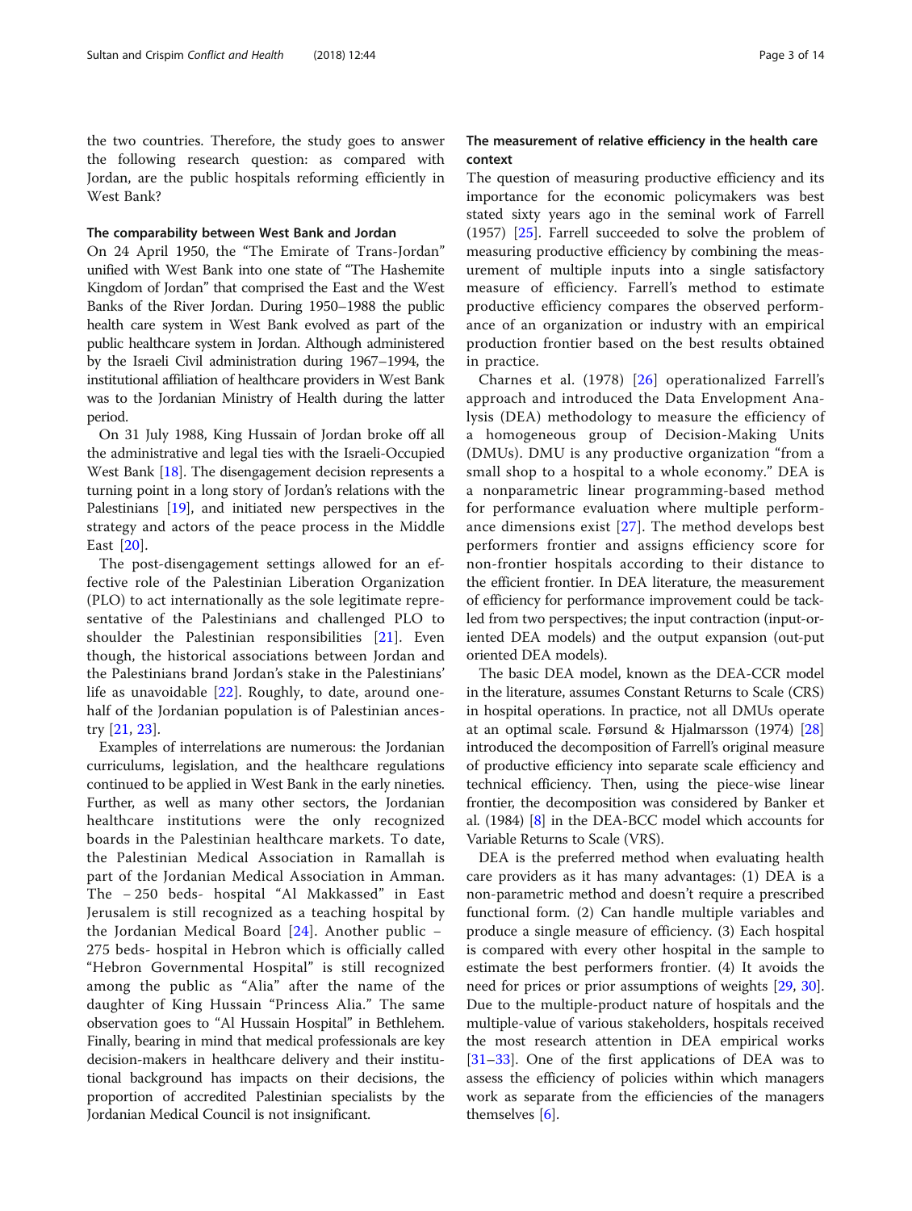the two countries. Therefore, the study goes to answer the following research question: as compared with Jordan, are the public hospitals reforming efficiently in West Bank?

### The comparability between West Bank and Jordan

On 24 April 1950, the "The Emirate of Trans-Jordan" unified with West Bank into one state of "The Hashemite Kingdom of Jordan" that comprised the East and the West Banks of the River Jordan. During 1950–1988 the public health care system in West Bank evolved as part of the public healthcare system in Jordan. Although administered by the Israeli Civil administration during 1967–1994, the institutional affiliation of healthcare providers in West Bank was to the Jordanian Ministry of Health during the latter period.

On 31 July 1988, King Hussain of Jordan broke off all the administrative and legal ties with the Israeli-Occupied West Bank [18]. The disengagement decision represents a turning point in a long story of Jordan's relations with the Palestinians [19], and initiated new perspectives in the strategy and actors of the peace process in the Middle East [20].

The post-disengagement settings allowed for an effective role of the Palestinian Liberation Organization (PLO) to act internationally as the sole legitimate representative of the Palestinians and challenged PLO to shoulder the Palestinian responsibilities [21]. Even though, the historical associations between Jordan and the Palestinians brand Jordan's stake in the Palestinians' life as unavoidable [22]. Roughly, to date, around one-half of the Jordanian population is of Palestinian ancestry [21, 23].

Examples of interrelations are numerous: the Jordanian curriculums, legislation, and the healthcare regulations continued to be applied in West Bank in the early nineties. Further, as well as many other sectors, the Jordanian healthcare institutions were the only recognized boards in the Palestinian healthcare markets. To date, the Palestinian Medical Association in Ramallah is part of the Jordanian Medical Association in Amman. The – 250 beds- hospital "Al Makkassed" in East Jerusalem is still recognized as a teaching hospital by the Jordanian Medical Board [24]. Another public – 275 beds- hospital in Hebron which is officially called "Hebron Governmental Hospital" is still recognized among the public as "Alia" after the name of the daughter of King Hussain "Princess Alia." The same observation goes to "Al Hussain Hospital" in Bethlehem. Finally, bearing in mind that medical professionals are key decision-makers in healthcare delivery and their institutional background has impacts on their decisions, the proportion of accredited Palestinian specialists by the Jordanian Medical Council is not insignificant.

### The measurement of relative efficiency in the health care context

The question of measuring productive efficiency and its importance for the economic policymakers was best stated sixty years ago in the seminal work of Farrell (1957) [25]. Farrell succeeded to solve the problem of measuring productive efficiency by combining the measurement of multiple inputs into a single satisfactory measure of efficiency. Farrell's method to estimate productive efficiency compares the observed performance of an organization or industry with an empirical production frontier based on the best results obtained in practice.

Charnes et al. (1978) [26] operationalized Farrell's approach and introduced the Data Envelopment Analysis (DEA) methodology to measure the efficiency of a homogeneous group of Decision-Making Units (DMUs). DMU is any productive organization "from a small shop to a hospital to a whole economy." DEA is a nonparametric linear programming-based method for performance evaluation where multiple performance dimensions exist [27]. The method develops best performers frontier and assigns efficiency score for non-frontier hospitals according to their distance to the efficient frontier. In DEA literature, the measurement of efficiency for performance improvement could be tackled from two perspectives; the input contraction (input-oriented DEA models) and the output expansion (out-put oriented DEA models).

The basic DEA model, known as the DEA-CCR model in the literature, assumes Constant Returns to Scale (CRS) in hospital operations. In practice, not all DMUs operate at an optimal scale. Førsund & Hjalmarsson (1974) [28] introduced the decomposition of Farrell's original measure of productive efficiency into separate scale efficiency and technical efficiency. Then, using the piece-wise linear frontier, the decomposition was considered by Banker et al. (1984) [8] in the DEA-BCC model which accounts for Variable Returns to Scale (VRS).

DEA is the preferred method when evaluating health care providers as it has many advantages: (1) DEA is a non-parametric method and doesn't require a prescribed functional form. (2) Can handle multiple variables and produce a single measure of efficiency. (3) Each hospital is compared with every other hospital in the sample to estimate the best performers frontier. (4) It avoids the need for prices or prior assumptions of weights [29, 30]. Due to the multiple-product nature of hospitals and the multiple-value of various stakeholders, hospitals received the most research attention in DEA empirical works [31–33]. One of the first applications of DEA was to assess the efficiency of policies within which managers work as separate from the efficiencies of the managers themselves [6].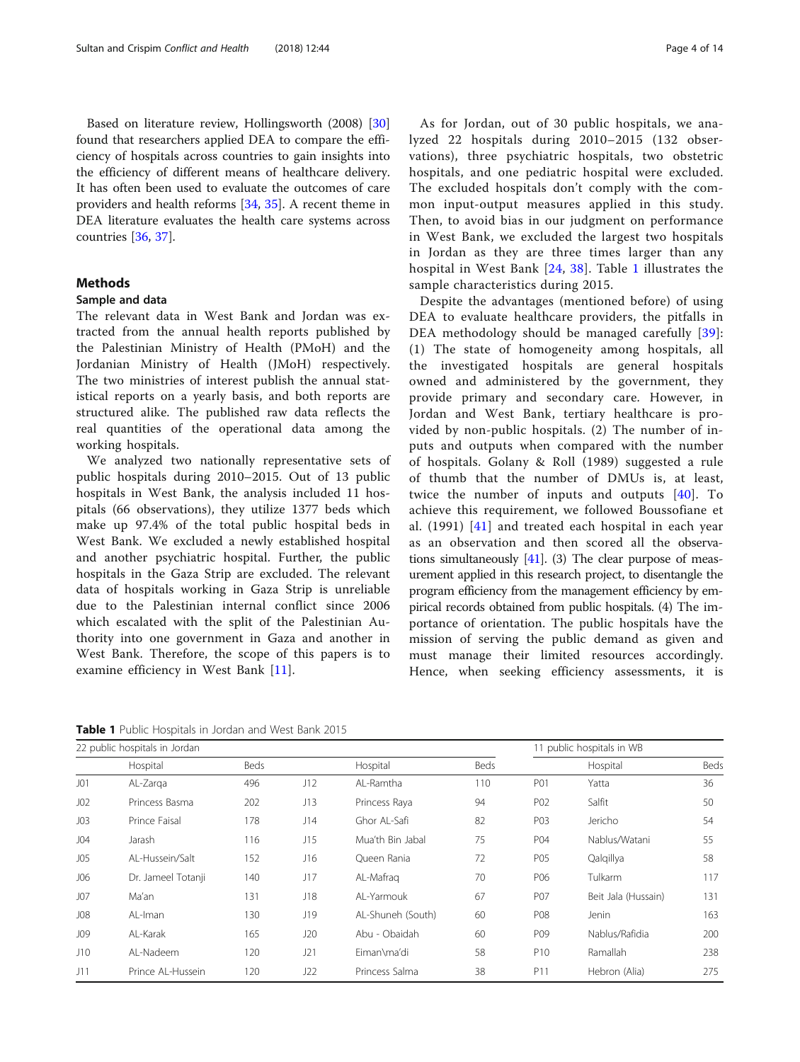Based on literature review, Hollingsworth (2008) [30] found that researchers applied DEA to compare the efficiency of hospitals across countries to gain insights into the efficiency of different means of healthcare delivery. It has often been used to evaluate the outcomes of care providers and health reforms [34, 35]. A recent theme in DEA literature evaluates the health care systems across countries [36, 37].

## Methods

### Sample and data

The relevant data in West Bank and Jordan was extracted from the annual health reports published by the Palestinian Ministry of Health (PMoH) and the Jordanian Ministry of Health (JMoH) respectively. The two ministries of interest publish the annual statistical reports on a yearly basis, and both reports are structured alike. The published raw data reflects the real quantities of the operational data among the working hospitals.

We analyzed two nationally representative sets of public hospitals during 2010–2015. Out of 13 public hospitals in West Bank, the analysis included 11 hospitals (66 observations), they utilize 1377 beds which make up 97.4% of the total public hospital beds in West Bank. We excluded a newly established hospital and another psychiatric hospital. Further, the public hospitals in the Gaza Strip are excluded. The relevant data of hospitals working in Gaza Strip is unreliable due to the Palestinian internal conflict since 2006 which escalated with the split of the Palestinian Authority into one government in Gaza and another in West Bank. Therefore, the scope of this papers is to examine efficiency in West Bank [11].

As for Jordan, out of 30 public hospitals, we analyzed 22 hospitals during 2010–2015 (132 observations), three psychiatric hospitals, two obstetric hospitals, and one pediatric hospital were excluded. The excluded hospitals don't comply with the common input-output measures applied in this study. Then, to avoid bias in our judgment on performance in West Bank, we excluded the largest two hospitals in Jordan as they are three times larger than any hospital in West Bank [24, 38]. Table 1 illustrates the sample characteristics during 2015.

Despite the advantages (mentioned before) of using DEA to evaluate healthcare providers, the pitfalls in DEA methodology should be managed carefully [39]: (1) The state of homogeneity among hospitals, all the investigated hospitals are general hospitals owned and administered by the government, they provide primary and secondary care. However, in Jordan and West Bank, tertiary healthcare is provided by non-public hospitals. (2) The number of inputs and outputs when compared with the number of hospitals. Golany & Roll (1989) suggested a rule of thumb that the number of DMUs is, at least, twice the number of inputs and outputs [40]. To achieve this requirement, we followed Boussofiane et al. (1991) [41] and treated each hospital in each year as an observation and then scored all the observations simultaneously [41]. (3) The clear purpose of measurement applied in this research project, to disentangle the program efficiency from the management efficiency by empirical records obtained from public hospitals. (4) The importance of orientation. The public hospitals have the mission of serving the public demand as given and must manage their limited resources accordingly. Hence, when seeking efficiency assessments, it is

**Table 1** Public Hospitals in Jordan and West Bank 2015

| 22 public hospitals in Jordan | | | | | | 11 public hospitals in WB | | |
|---|---|---|---|---|---|---|---|---|
| | Hospital | Beds | | Hospital | Beds | | Hospital | Beds |
| J01 | AL-Zarqa | 496 | J12 | AL-Ramtha | 110 | P01 | Yatta | 36 |
| J02 | Princess Basma | 202 | J13 | Princess Raya | 94 | P02 | Salfit | 50 |
| J03 | Prince Faisal | 178 | J14 | Ghor AL-Safi | 82 | P03 | Jericho | 54 |
| J04 | Jarash | 116 | J15 | Mua'th Bin Jabal | 75 | P04 | Nablus/Watani | 55 |
| J05 | AL-Hussein/Salt | 152 | J16 | Queen Rania | 72 | P05 | Qalqillya | 58 |
| J06 | Dr. Jameel Totanji | 140 | J17 | AL-Mafraq | 70 | P06 | Tulkarm | 117 |
| J07 | Ma'an | 131 | J18 | AL-Yarmouk | 67 | P07 | Beit Jala (Hussain) | 131 |
| J08 | AL-Iman | 130 | J19 | AL-Shuneh (South) | 60 | P08 | Jenin | 163 |
| J09 | AL-Karak | 165 | J20 | Abu - Obaidah | 60 | P09 | Nablus/Rafidia | 200 |
| J10 | AL-Nadeem | 120 | J21 | Eiman\ma'di | 58 | P10 | Ramallah | 238 |
| J11 | Prince AL-Hussein | 120 | J22 | Princess Salma | 38 | P11 | Hebron (Alia) | 275 |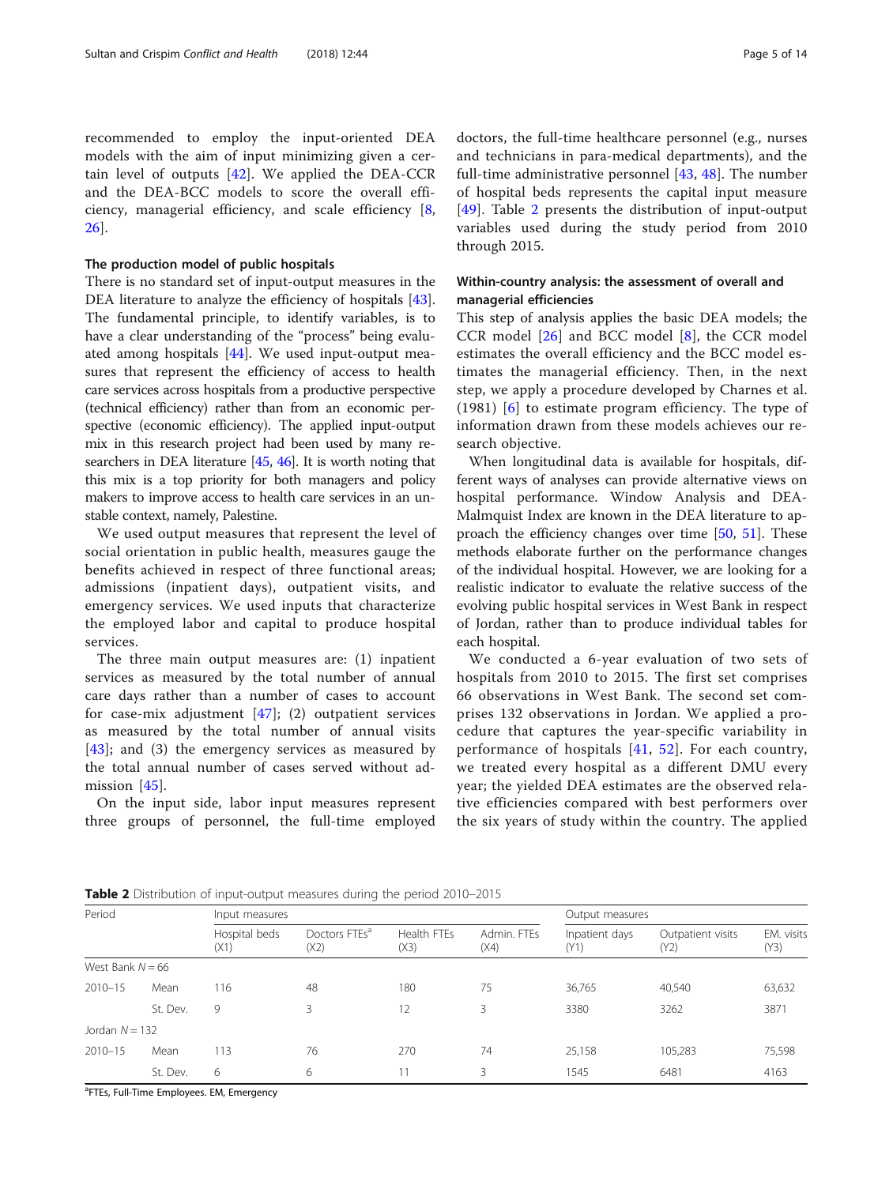recommended to employ the input-oriented DEA models with the aim of input minimizing given a certain level of outputs [42]. We applied the DEA-CCR and the DEA-BCC models to score the overall efficiency, managerial efficiency, and scale efficiency [8, 26].

### The production model of public hospitals

There is no standard set of input-output measures in the DEA literature to analyze the efficiency of hospitals [43]. The fundamental principle, to identify variables, is to have a clear understanding of the "process" being evaluated among hospitals [44]. We used input-output measures that represent the efficiency of access to health care services across hospitals from a productive perspective (technical efficiency) rather than from an economic perspective (economic efficiency). The applied input-output mix in this research project had been used by many researchers in DEA literature [45, 46]. It is worth noting that this mix is a top priority for both managers and policy makers to improve access to health care services in an unstable context, namely, Palestine.

We used output measures that represent the level of social orientation in public health, measures gauge the benefits achieved in respect of three functional areas; admissions (inpatient days), outpatient visits, and emergency services. We used inputs that characterize the employed labor and capital to produce hospital services.

The three main output measures are: (1) inpatient services as measured by the total number of annual care days rather than a number of cases to account for case-mix adjustment [47]; (2) outpatient services as measured by the total number of annual visits [43]; and (3) the emergency services as measured by the total annual number of cases served without admission [45].

On the input side, labor input measures represent three groups of personnel, the full-time employed doctors, the full-time healthcare personnel (e.g., nurses and technicians in para-medical departments), and the full-time administrative personnel [43, 48]. The number of hospital beds represents the capital input measure [49]. Table 2 presents the distribution of input-output variables used during the study period from 2010 through 2015.

### Within-country analysis: the assessment of overall and managerial efficiencies

This step of analysis applies the basic DEA models; the CCR model [26] and BCC model [8], the CCR model estimates the overall efficiency and the BCC model estimates the managerial efficiency. Then, in the next step, we apply a procedure developed by Charnes et al. (1981) [6] to estimate program efficiency. The type of information drawn from these models achieves our research objective.

When longitudinal data is available for hospitals, different ways of analyses can provide alternative views on hospital performance. Window Analysis and DEA-Malmquist Index are known in the DEA literature to approach the efficiency changes over time [50, 51]. These methods elaborate further on the performance changes of the individual hospital. However, we are looking for a realistic indicator to evaluate the relative success of the evolving public hospital services in West Bank in respect of Jordan, rather than to produce individual tables for each hospital.

We conducted a 6-year evaluation of two sets of hospitals from 2010 to 2015. The first set comprises 66 observations in West Bank. The second set comprises 132 observations in Jordan. We applied a procedure that captures the year-specific variability in performance of hospitals [41, 52]. For each country, we treated every hospital as a different DMU every year; the yielded DEA estimates are the observed relative efficiencies compared with best performers over the six years of study within the country. The applied

**Table 2** Distribution of input-output measures during the period 2010–2015

| Period | | Input measures | | | | Output measures | | |
|---|---|---|---|---|---|---|---|---|
| | | Hospital beds (X1) | Doctors FTEs[a] (X2) | Health FTEs (X3) | Admin. FTEs (X4) | Inpatient days (Y1) | Outpatient visits (Y2) | EM. visits (Y3) |
| West Bank $N = 66$ | | | | | | | | |
| 2010–15 | Mean | 116 | 48 | 180 | 75 | 36,765 | 40,540 | 63,632 |
| | St. Dev. | 9 | 3 | 12 | 3 | 3380 | 3262 | 3871 |
| Jordan $N = 132$ | | | | | | | | |
| 2010–15 | Mean | 113 | 76 | 270 | 74 | 25,158 | 105,283 | 75,598 |
| | St. Dev. | 6 | 6 | 11 | 3 | 1545 | 6481 | 4163 |

[a]FTEs, Full-Time Employees. EM, Emergency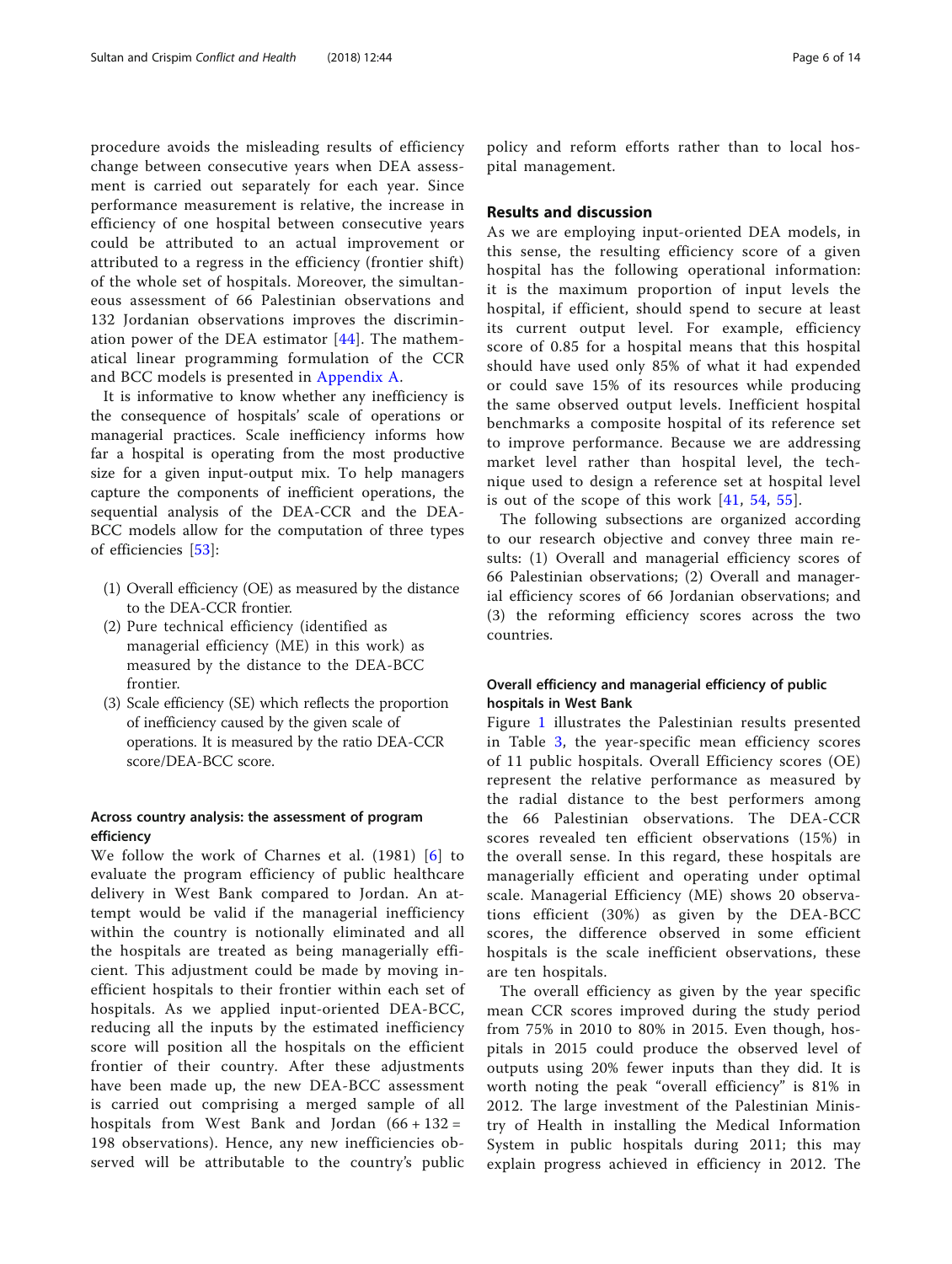procedure avoids the misleading results of efficiency change between consecutive years when DEA assessment is carried out separately for each year. Since performance measurement is relative, the increase in efficiency of one hospital between consecutive years could be attributed to an actual improvement or attributed to a regress in the efficiency (frontier shift) of the whole set of hospitals. Moreover, the simultaneous assessment of 66 Palestinian observations and 132 Jordanian observations improves the discrimination power of the DEA estimator [44]. The mathematical linear programming formulation of the CCR and BCC models is presented in Appendix A.

It is informative to know whether any inefficiency is the consequence of hospitals' scale of operations or managerial practices. Scale inefficiency informs how far a hospital is operating from the most productive size for a given input-output mix. To help managers capture the components of inefficient operations, the sequential analysis of the DEA-CCR and the DEA-BCC models allow for the computation of three types of efficiencies [53]:

(1) Overall efficiency (OE) as measured by the distance to the DEA-CCR frontier.
(2) Pure technical efficiency (identified as managerial efficiency (ME) in this work) as measured by the distance to the DEA-BCC frontier.
(3) Scale efficiency (SE) which reflects the proportion of inefficiency caused by the given scale of operations. It is measured by the ratio DEA-CCR score/DEA-BCC score.

### Across country analysis: the assessment of program efficiency

We follow the work of Charnes et al. (1981) [6] to evaluate the program efficiency of public healthcare delivery in West Bank compared to Jordan. An attempt would be valid if the managerial inefficiency within the country is notionally eliminated and all the hospitals are treated as being managerially efficient. This adjustment could be made by moving inefficient hospitals to their frontier within each set of hospitals. As we applied input-oriented DEA-BCC, reducing all the inputs by the estimated inefficiency score will position all the hospitals on the efficient frontier of their country. After these adjustments have been made up, the new DEA-BCC assessment is carried out comprising a merged sample of all hospitals from West Bank and Jordan (66 + 132 = 198 observations). Hence, any new inefficiencies observed will be attributable to the country's public policy and reform efforts rather than to local hospital management.

## Results and discussion

As we are employing input-oriented DEA models, in this sense, the resulting efficiency score of a given hospital has the following operational information: it is the maximum proportion of input levels the hospital, if efficient, should spend to secure at least its current output level. For example, efficiency score of 0.85 for a hospital means that this hospital should have used only 85% of what it had expended or could save 15% of its resources while producing the same observed output levels. Inefficient hospital benchmarks a composite hospital of its reference set to improve performance. Because we are addressing market level rather than hospital level, the technique used to design a reference set at hospital level is out of the scope of this work [41, 54, 55].

The following subsections are organized according to our research objective and convey three main results: (1) Overall and managerial efficiency scores of 66 Palestinian observations; (2) Overall and managerial efficiency scores of 66 Jordanian observations; and (3) the reforming efficiency scores across the two countries.

### Overall efficiency and managerial efficiency of public hospitals in West Bank

Figure 1 illustrates the Palestinian results presented in Table 3, the year-specific mean efficiency scores of 11 public hospitals. Overall Efficiency scores (OE) represent the relative performance as measured by the radial distance to the best performers among the 66 Palestinian observations. The DEA-CCR scores revealed ten efficient observations (15%) in the overall sense. In this regard, these hospitals are managerially efficient and operating under optimal scale. Managerial Efficiency (ME) shows 20 observations efficient (30%) as given by the DEA-BCC scores, the difference observed in some efficient hospitals is the scale inefficient observations, these are ten hospitals.

The overall efficiency as given by the year specific mean CCR scores improved during the study period from 75% in 2010 to 80% in 2015. Even though, hospitals in 2015 could produce the observed level of outputs using 20% fewer inputs than they did. It is worth noting the peak "overall efficiency" is 81% in 2012. The large investment of the Palestinian Ministry of Health in installing the Medical Information System in public hospitals during 2011; this may explain progress achieved in efficiency in 2012. The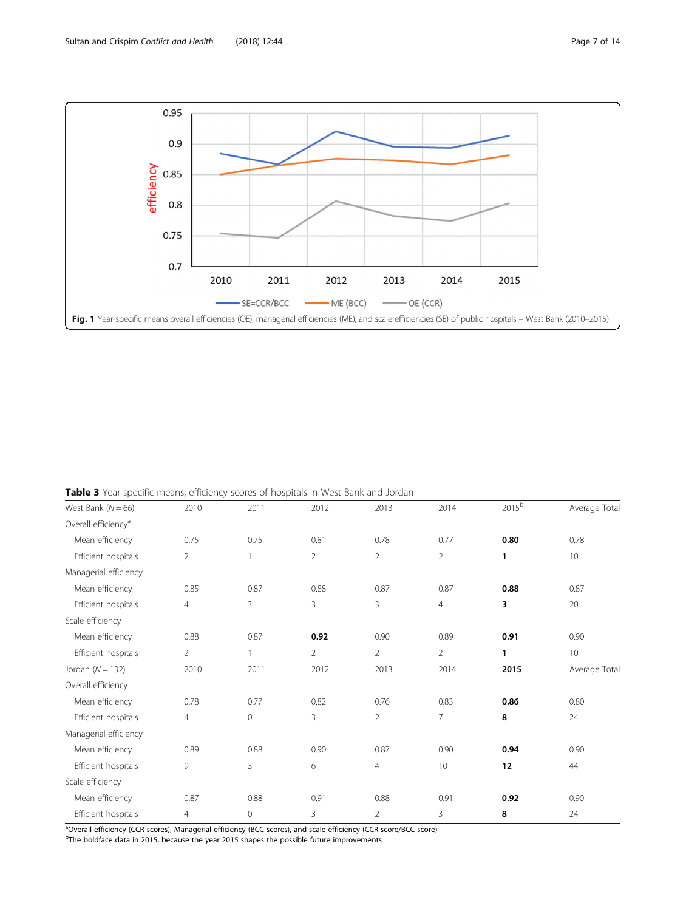**Fig. 1** Year-specific means overall efficiencies (OE), managerial efficiencies (ME), and scale efficiencies (SE) of public hospitals – West Bank (2010–2015)

**Table 3** Year-specific means, efficiency scores of hospitals in West Bank and Jordan

| West Bank (*N* = 66) | 2010 | 2011 | 2012 | 2013 | 2014 | 2015[b] | Average Total |
|---|---|---|---|---|---|---|---|
| Overall efficiency[a] | | | | | | | |
| Mean efficiency | 0.75 | 0.75 | 0.81 | 0.78 | 0.77 | **0.80** | 0.78 |
| Efficient hospitals | 2 | 1 | 2 | 2 | 2 | **1** | 10 |
| Managerial efficiency | | | | | | | |
| Mean efficiency | 0.85 | 0.87 | 0.88 | 0.87 | 0.87 | **0.88** | 0.87 |
| Efficient hospitals | 4 | 3 | 3 | 3 | 4 | **3** | 20 |
| Scale efficiency | | | | | | | |
| Mean efficiency | 0.88 | 0.87 | **0.92** | 0.90 | 0.89 | **0.91** | 0.90 |
| Efficient hospitals | 2 | 1 | 2 | 2 | 2 | **1** | 10 |
| Jordan (*N* = 132) | 2010 | 2011 | 2012 | 2013 | 2014 | **2015** | Average Total |
| Overall efficiency | | | | | | | |
| Mean efficiency | 0.78 | 0.77 | 0.82 | 0.76 | 0.83 | **0.86** | 0.80 |
| Efficient hospitals | 4 | 0 | 3 | 2 | 7 | **8** | 24 |
| Managerial efficiency | | | | | | | |
| Mean efficiency | 0.89 | 0.88 | 0.90 | 0.87 | 0.90 | **0.94** | 0.90 |
| Efficient hospitals | 9 | 3 | 6 | 4 | 10 | **12** | 44 |
| Scale efficiency | | | | | | | |
| Mean efficiency | 0.87 | 0.88 | 0.91 | 0.88 | 0.91 | **0.92** | 0.90 |
| Efficient hospitals | 4 | 0 | 3 | 2 | 3 | **8** | 24 |

[a]Overall efficiency (CCR scores), Managerial efficiency (BCC scores), and scale efficiency (CCR score/BCC score)
[b]The boldface data in 2015, because the year 2015 shapes the possible future improvements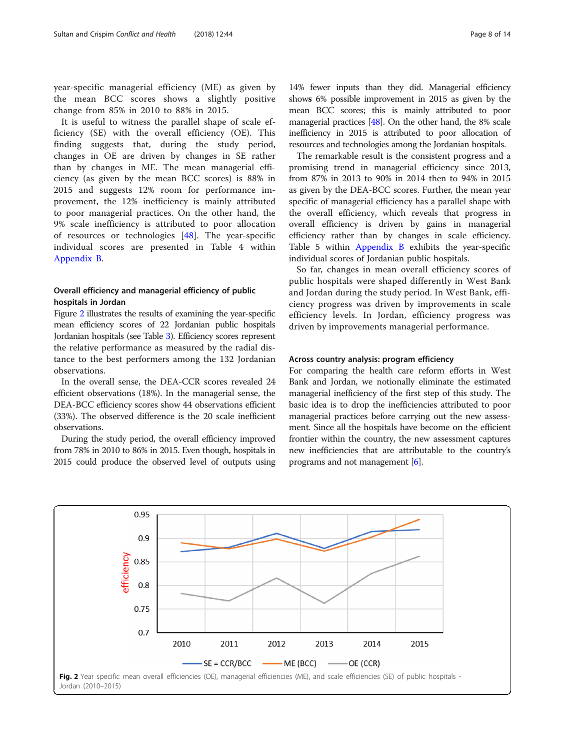year-specific managerial efficiency (ME) as given by the mean BCC scores shows a slightly positive change from 85% in 2010 to 88% in 2015.

It is useful to witness the parallel shape of scale efficiency (SE) with the overall efficiency (OE). This finding suggests that, during the study period, changes in OE are driven by changes in SE rather than by changes in ME. The mean managerial efficiency (as given by the mean BCC scores) is 88% in 2015 and suggests 12% room for performance improvement, the 12% inefficiency is mainly attributed to poor managerial practices. On the other hand, the 9% scale inefficiency is attributed to poor allocation of resources or technologies [48]. The year-specific individual scores are presented in Table 4 within Appendix B.

### Overall efficiency and managerial efficiency of public hospitals in Jordan

Figure 2 illustrates the results of examining the year-specific mean efficiency scores of 22 Jordanian public hospitals Jordanian hospitals (see Table 3). Efficiency scores represent the relative performance as measured by the radial distance to the best performers among the 132 Jordanian observations.

In the overall sense, the DEA-CCR scores revealed 24 efficient observations (18%). In the managerial sense, the DEA-BCC efficiency scores show 44 observations efficient (33%). The observed difference is the 20 scale inefficient observations.

During the study period, the overall efficiency improved from 78% in 2010 to 86% in 2015. Even though, hospitals in 2015 could produce the observed level of outputs using 14% fewer inputs than they did. Managerial efficiency shows 6% possible improvement in 2015 as given by the mean BCC scores; this is mainly attributed to poor managerial practices [48]. On the other hand, the 8% scale inefficiency in 2015 is attributed to poor allocation of resources and technologies among the Jordanian hospitals.

The remarkable result is the consistent progress and a promising trend in managerial efficiency since 2013, from 87% in 2013 to 90% in 2014 then to 94% in 2015 as given by the DEA-BCC scores. Further, the mean year specific of managerial efficiency has a parallel shape with the overall efficiency, which reveals that progress in overall efficiency is driven by gains in managerial efficiency rather than by changes in scale efficiency. Table 5 within Appendix B exhibits the year-specific individual scores of Jordanian public hospitals.

So far, changes in mean overall efficiency scores of public hospitals were shaped differently in West Bank and Jordan during the study period. In West Bank, efficiency progress was driven by improvements in scale efficiency levels. In Jordan, efficiency progress was driven by improvements managerial performance.

### Across country analysis: program efficiency

For comparing the health care reform efforts in West Bank and Jordan, we notionally eliminate the estimated managerial inefficiency of the first step of this study. The basic idea is to drop the inefficiencies attributed to poor managerial practices before carrying out the new assessment. Since all the hospitals have become on the efficient frontier within the country, the new assessment captures new inefficiencies that are attributable to the country's programs and not management [6].

**Fig. 2** Year specific mean overall efficiencies (OE), managerial efficiencies (ME), and scale efficiencies (SE) of public hospitals - Jordan (2010–2015)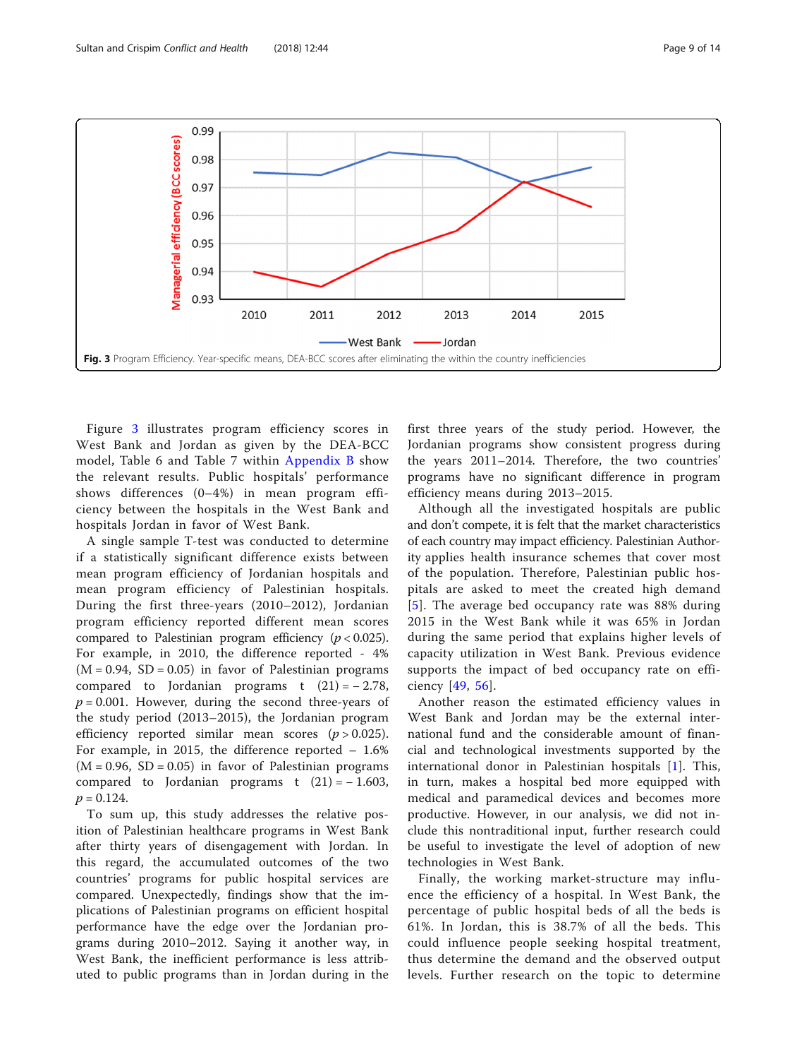Fig. 3 Program Efficiency. Year-specific means, DEA-BCC scores after eliminating the within the country inefficiencies

Figure 3 illustrates program efficiency scores in West Bank and Jordan as given by the DEA-BCC model, Table 6 and Table 7 within Appendix B show the relevant results. Public hospitals' performance shows differences (0–4%) in mean program efficiency between the hospitals in the West Bank and hospitals Jordan in favor of West Bank.

A single sample T-test was conducted to determine if a statistically significant difference exists between mean program efficiency of Jordanian hospitals and mean program efficiency of Palestinian hospitals. During the first three-years (2010–2012), Jordanian program efficiency reported different mean scores compared to Palestinian program efficiency ($p < 0.025$). For example, in 2010, the difference reported - 4% ($M = 0.94$, $SD = 0.05$) in favor of Palestinian programs compared to Jordanian programs $t\ (21) = -2.78$, $p = 0.001$. However, during the second three-years of the study period (2013–2015), the Jordanian program efficiency reported similar mean scores ($p > 0.025$). For example, in 2015, the difference reported – 1.6% ($M = 0.96$, $SD = 0.05$) in favor of Palestinian programs compared to Jordanian programs $t\ (21) = -1.603$, $p = 0.124$.

To sum up, this study addresses the relative position of Palestinian healthcare programs in West Bank after thirty years of disengagement with Jordan. In this regard, the accumulated outcomes of the two countries' programs for public hospital services are compared. Unexpectedly, findings show that the implications of Palestinian programs on efficient hospital performance have the edge over the Jordanian programs during 2010–2012. Saying it another way, in West Bank, the inefficient performance is less attributed to public programs than in Jordan during in the first three years of the study period. However, the Jordanian programs show consistent progress during the years 2011–2014. Therefore, the two countries' programs have no significant difference in program efficiency means during 2013–2015.

Although all the investigated hospitals are public and don't compete, it is felt that the market characteristics of each country may impact efficiency. Palestinian Authority applies health insurance schemes that cover most of the population. Therefore, Palestinian public hospitals are asked to meet the created high demand [5]. The average bed occupancy rate was 88% during 2015 in the West Bank while it was 65% in Jordan during the same period that explains higher levels of capacity utilization in West Bank. Previous evidence supports the impact of bed occupancy rate on efficiency [49, 56].

Another reason the estimated efficiency values in West Bank and Jordan may be the external international fund and the considerable amount of financial and technological investments supported by the international donor in Palestinian hospitals [1]. This, in turn, makes a hospital bed more equipped with medical and paramedical devices and becomes more productive. However, in our analysis, we did not include this nontraditional input, further research could be useful to investigate the level of adoption of new technologies in West Bank.

Finally, the working market-structure may influence the efficiency of a hospital. In West Bank, the percentage of public hospital beds of all the beds is 61%. In Jordan, this is 38.7% of all the beds. This could influence people seeking hospital treatment, thus determine the demand and the observed output levels. Further research on the topic to determine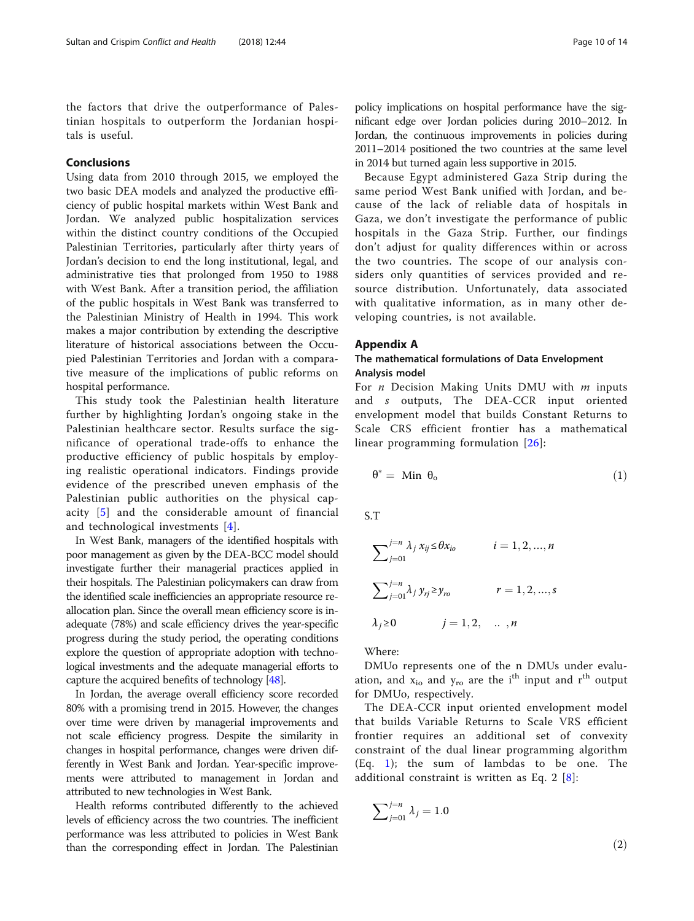the factors that drive the outperformance of Palestinian hospitals to outperform the Jordanian hospitals is useful.

## Conclusions

Using data from 2010 through 2015, we employed the two basic DEA models and analyzed the productive efficiency of public hospital markets within West Bank and Jordan. We analyzed public hospitalization services within the distinct country conditions of the Occupied Palestinian Territories, particularly after thirty years of Jordan's decision to end the long institutional, legal, and administrative ties that prolonged from 1950 to 1988 with West Bank. After a transition period, the affiliation of the public hospitals in West Bank was transferred to the Palestinian Ministry of Health in 1994. This work makes a major contribution by extending the descriptive literature of historical associations between the Occupied Palestinian Territories and Jordan with a comparative measure of the implications of public reforms on hospital performance.

This study took the Palestinian health literature further by highlighting Jordan's ongoing stake in the Palestinian healthcare sector. Results surface the significance of operational trade-offs to enhance the productive efficiency of public hospitals by employing realistic operational indicators. Findings provide evidence of the prescribed uneven emphasis of the Palestinian public authorities on the physical capacity [5] and the considerable amount of financial and technological investments [4].

In West Bank, managers of the identified hospitals with poor management as given by the DEA-BCC model should investigate further their managerial practices applied in their hospitals. The Palestinian policymakers can draw from the identified scale inefficiencies an appropriate resource reallocation plan. Since the overall mean efficiency score is inadequate (78%) and scale efficiency drives the year-specific progress during the study period, the operating conditions explore the question of appropriate adoption with technological investments and the adequate managerial efforts to capture the acquired benefits of technology [48].

In Jordan, the average overall efficiency score recorded 80% with a promising trend in 2015. However, the changes over time were driven by managerial improvements and not scale efficiency progress. Despite the similarity in changes in hospital performance, changes were driven differently in West Bank and Jordan. Year-specific improvements were attributed to management in Jordan and attributed to new technologies in West Bank.

Health reforms contributed differently to the achieved levels of efficiency across the two countries. The inefficient performance was less attributed to policies in West Bank than the corresponding effect in Jordan. The Palestinian policy implications on hospital performance have the significant edge over Jordan policies during 2010–2012. In Jordan, the continuous improvements in policies during 2011–2014 positioned the two countries at the same level in 2014 but turned again less supportive in 2015.

Because Egypt administered Gaza Strip during the same period West Bank unified with Jordan, and because of the lack of reliable data of hospitals in Gaza, we don't investigate the performance of public hospitals in the Gaza Strip. Further, our findings don't adjust for quality differences within or across the two countries. The scope of our analysis considers only quantities of services provided and resource distribution. Unfortunately, data associated with qualitative information, as in many other developing countries, is not available.

## Appendix A

### The mathematical formulations of Data Envelopment Analysis model

For $n$ Decision Making Units DMU with $m$ inputs and $s$ outputs, The DEA-CCR input oriented envelopment model that builds Constant Returns to Scale CRS efficient frontier has a mathematical linear programming formulation [26]:

$$\theta^{*} = \text{Min } \theta_o \tag{1}$$

S.T

$$\sum_{j=01}^{j=n} \lambda_j \, x_{ij} \leq \theta x_{io} \qquad i = 1, 2, \ldots, n$$

$$\sum_{j=01}^{j=n} \lambda_j \, y_{rj} \geq y_{ro} \qquad r = 1, 2, \ldots, s$$

$$\lambda_j \geq 0 \qquad j = 1, 2, \ \ldots, n$$

Where:

DMUo represents one of the n DMUs under evaluation, and $x_{io}$ and $y_{ro}$ are the $i^{th}$ input and $r^{th}$ output for DMUo, respectively.

The DEA-CCR input oriented envelopment model that builds Variable Returns to Scale VRS efficient frontier requires an additional set of convexity constraint of the dual linear programming algorithm (Eq. 1); the sum of lambdas to be one. The additional constraint is written as Eq. 2 [8]:

$$\sum_{j=01}^{j=n} \lambda_j = 1.0 \tag{2}$$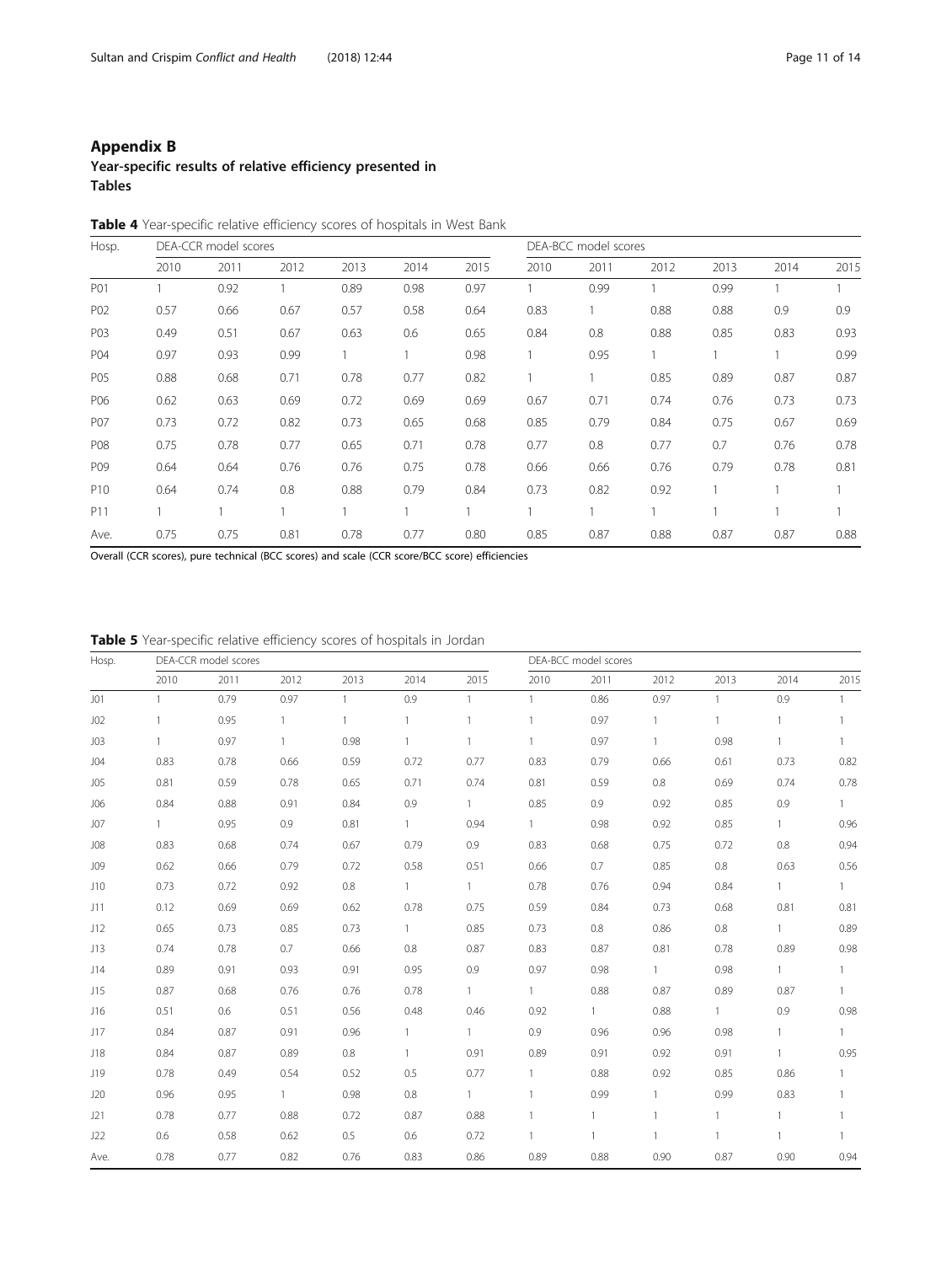## Appendix B

### Year-specific results of relative efficiency presented in Tables

**Table 4** Year-specific relative efficiency scores of hospitals in West Bank

| Hosp. | DEA-CCR model scores | | | | | | DEA-BCC model scores | | | | | |
|---|---|---|---|---|---|---|---|---|---|---|---|---|
| | 2010 | 2011 | 2012 | 2013 | 2014 | 2015 | 2010 | 2011 | 2012 | 2013 | 2014 | 2015 |
| P01 | 1 | 0.92 | 1 | 0.89 | 0.98 | 0.97 | 1 | 0.99 | 1 | 0.99 | 1 | 1 |
| P02 | 0.57 | 0.66 | 0.67 | 0.57 | 0.58 | 0.64 | 0.83 | 1 | 0.88 | 0.88 | 0.9 | 0.9 |
| P03 | 0.49 | 0.51 | 0.67 | 0.63 | 0.6 | 0.65 | 0.84 | 0.8 | 0.88 | 0.85 | 0.83 | 0.93 |
| P04 | 0.97 | 0.93 | 0.99 | 1 | 1 | 0.98 | 1 | 0.95 | 1 | 1 | 1 | 0.99 |
| P05 | 0.88 | 0.68 | 0.71 | 0.78 | 0.77 | 0.82 | 1 | 1 | 0.85 | 0.89 | 0.87 | 0.87 |
| P06 | 0.62 | 0.63 | 0.69 | 0.72 | 0.69 | 0.69 | 0.67 | 0.71 | 0.74 | 0.76 | 0.73 | 0.73 |
| P07 | 0.73 | 0.72 | 0.82 | 0.73 | 0.65 | 0.68 | 0.85 | 0.79 | 0.84 | 0.75 | 0.67 | 0.69 |
| P08 | 0.75 | 0.78 | 0.77 | 0.65 | 0.71 | 0.78 | 0.77 | 0.8 | 0.77 | 0.7 | 0.76 | 0.78 |
| P09 | 0.64 | 0.64 | 0.76 | 0.76 | 0.75 | 0.78 | 0.66 | 0.66 | 0.76 | 0.79 | 0.78 | 0.81 |
| P10 | 0.64 | 0.74 | 0.8 | 0.88 | 0.79 | 0.84 | 0.73 | 0.82 | 0.92 | 1 | 1 | 1 |
| P11 | 1 | 1 | 1 | 1 | 1 | 1 | 1 | 1 | 1 | 1 | 1 | 1 |
| Ave. | 0.75 | 0.75 | 0.81 | 0.78 | 0.77 | 0.80 | 0.85 | 0.87 | 0.88 | 0.87 | 0.87 | 0.88 |

Overall (CCR scores), pure technical (BCC scores) and scale (CCR score/BCC score) efficiencies

**Table 5** Year-specific relative efficiency scores of hospitals in Jordan

| Hosp. | DEA-CCR model scores | | | | | | DEA-BCC model scores | | | | | |
|---|---|---|---|---|---|---|---|---|---|---|---|---|
| | 2010 | 2011 | 2012 | 2013 | 2014 | 2015 | 2010 | 2011 | 2012 | 2013 | 2014 | 2015 |
| J01 | 1 | 0.79 | 0.97 | 1 | 0.9 | 1 | 1 | 0.86 | 0.97 | 1 | 0.9 | 1 |
| J02 | 1 | 0.95 | 1 | 1 | 1 | 1 | 1 | 0.97 | 1 | 1 | 1 | 1 |
| J03 | 1 | 0.97 | 1 | 0.98 | 1 | 1 | 1 | 0.97 | 1 | 0.98 | 1 | 1 |
| J04 | 0.83 | 0.78 | 0.66 | 0.59 | 0.72 | 0.77 | 0.83 | 0.79 | 0.66 | 0.61 | 0.73 | 0.82 |
| J05 | 0.81 | 0.59 | 0.78 | 0.65 | 0.71 | 0.74 | 0.81 | 0.59 | 0.8 | 0.69 | 0.74 | 0.78 |
| J06 | 0.84 | 0.88 | 0.91 | 0.84 | 0.9 | 1 | 0.85 | 0.9 | 0.92 | 0.85 | 0.9 | 1 |
| J07 | 1 | 0.95 | 0.9 | 0.81 | 1 | 0.94 | 1 | 0.98 | 0.92 | 0.85 | 1 | 0.96 |
| J08 | 0.83 | 0.68 | 0.74 | 0.67 | 0.79 | 0.9 | 0.83 | 0.68 | 0.75 | 0.72 | 0.8 | 0.94 |
| J09 | 0.62 | 0.66 | 0.79 | 0.72 | 0.58 | 0.51 | 0.66 | 0.7 | 0.85 | 0.8 | 0.63 | 0.56 |
| J10 | 0.73 | 0.72 | 0.92 | 0.8 | 1 | 1 | 0.78 | 0.76 | 0.94 | 0.84 | 1 | 1 |
| J11 | 0.12 | 0.69 | 0.69 | 0.62 | 0.78 | 0.75 | 0.59 | 0.84 | 0.73 | 0.68 | 0.81 | 0.81 |
| J12 | 0.65 | 0.73 | 0.85 | 0.73 | 1 | 0.85 | 0.73 | 0.8 | 0.86 | 0.8 | 1 | 0.89 |
| J13 | 0.74 | 0.78 | 0.7 | 0.66 | 0.8 | 0.87 | 0.83 | 0.87 | 0.81 | 0.78 | 0.89 | 0.98 |
| J14 | 0.89 | 0.91 | 0.93 | 0.91 | 0.95 | 0.9 | 0.97 | 0.98 | 1 | 0.98 | 1 | 1 |
| J15 | 0.87 | 0.68 | 0.76 | 0.76 | 0.78 | 1 | 1 | 0.88 | 0.87 | 0.89 | 0.87 | 1 |
| J16 | 0.51 | 0.6 | 0.51 | 0.56 | 0.48 | 0.46 | 0.92 | 1 | 0.88 | 1 | 0.9 | 0.98 |
| J17 | 0.84 | 0.87 | 0.91 | 0.96 | 1 | 1 | 0.9 | 0.96 | 0.96 | 0.98 | 1 | 1 |
| J18 | 0.84 | 0.87 | 0.89 | 0.8 | 1 | 0.91 | 0.89 | 0.91 | 0.92 | 0.91 | 1 | 0.95 |
| J19 | 0.78 | 0.49 | 0.54 | 0.52 | 0.5 | 0.77 | 1 | 0.88 | 0.92 | 0.85 | 0.86 | 1 |
| J20 | 0.96 | 0.95 | 1 | 0.98 | 0.8 | 1 | 1 | 0.99 | 1 | 0.99 | 0.83 | 1 |
| J21 | 0.78 | 0.77 | 0.88 | 0.72 | 0.87 | 0.88 | 1 | 1 | 1 | 1 | 1 | 1 |
| J22 | 0.6 | 0.58 | 0.62 | 0.5 | 0.6 | 0.72 | 1 | 1 | 1 | 1 | 1 | 1 |
| Ave. | 0.78 | 0.77 | 0.82 | 0.76 | 0.83 | 0.86 | 0.89 | 0.88 | 0.90 | 0.87 | 0.90 | 0.94 |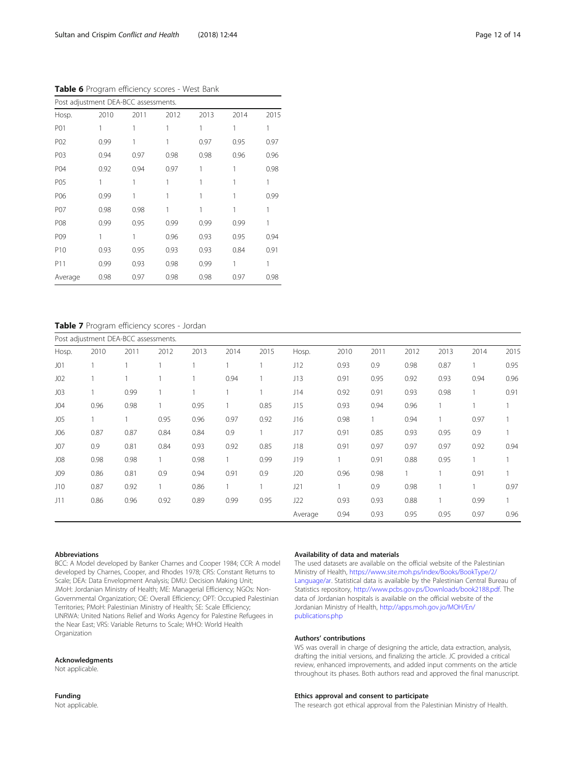**Table 6** Program efficiency scores - West Bank

| Post adjustment DEA-BCC assessments. | | | | | | |
|---|---|---|---|---|---|---|
| Hosp. | 2010 | 2011 | 2012 | 2013 | 2014 | 2015 |
| P01 | 1 | 1 | 1 | 1 | 1 | 1 |
| P02 | 0.99 | 1 | 1 | 0.97 | 0.95 | 0.97 |
| P03 | 0.94 | 0.97 | 0.98 | 0.98 | 0.96 | 0.96 |
| P04 | 0.92 | 0.94 | 0.97 | 1 | 1 | 0.98 |
| P05 | 1 | 1 | 1 | 1 | 1 | 1 |
| P06 | 0.99 | 1 | 1 | 1 | 1 | 0.99 |
| P07 | 0.98 | 0.98 | 1 | 1 | 1 | 1 |
| P08 | 0.99 | 0.95 | 0.99 | 0.99 | 0.99 | 1 |
| P09 | 1 | 1 | 0.96 | 0.93 | 0.95 | 0.94 |
| P10 | 0.93 | 0.95 | 0.93 | 0.93 | 0.84 | 0.91 |
| P11 | 0.99 | 0.93 | 0.98 | 0.99 | 1 | 1 |
| Average | 0.98 | 0.97 | 0.98 | 0.98 | 0.97 | 0.98 |

**Table 7** Program efficiency scores - Jordan

| Post adjustment DEA-BCC assessments. | | | | | | | | | | | | | |
|---|---|---|---|---|---|---|---|---|---|---|---|---|---|
| Hosp. | 2010 | 2011 | 2012 | 2013 | 2014 | 2015 | Hosp. | 2010 | 2011 | 2012 | 2013 | 2014 | 2015 |
| J01 | 1 | 1 | 1 | 1 | 1 | 1 | J12 | 0.93 | 0.9 | 0.98 | 0.87 | 1 | 0.95 |
| J02 | 1 | 1 | 1 | 1 | 0.94 | 1 | J13 | 0.91 | 0.95 | 0.92 | 0.93 | 0.94 | 0.96 |
| J03 | 1 | 0.99 | 1 | 1 | 1 | 1 | J14 | 0.92 | 0.91 | 0.93 | 0.98 | 1 | 0.91 |
| J04 | 0.96 | 0.98 | 1 | 0.95 | 1 | 0.85 | J15 | 0.93 | 0.94 | 0.96 | 1 | 1 | 1 |
| J05 | 1 | 1 | 0.95 | 0.96 | 0.97 | 0.92 | J16 | 0.98 | 1 | 0.94 | 1 | 0.97 | 1 |
| J06 | 0.87 | 0.87 | 0.84 | 0.84 | 0.9 | 1 | J17 | 0.91 | 0.85 | 0.93 | 0.95 | 0.9 | 1 |
| J07 | 0.9 | 0.81 | 0.84 | 0.93 | 0.92 | 0.85 | J18 | 0.91 | 0.97 | 0.97 | 0.97 | 0.92 | 0.94 |
| J08 | 0.98 | 0.98 | 1 | 0.98 | 1 | 0.99 | J19 | 1 | 0.91 | 0.88 | 0.95 | 1 | 1 |
| J09 | 0.86 | 0.81 | 0.9 | 0.94 | 0.91 | 0.9 | J20 | 0.96 | 0.98 | 1 | 1 | 0.91 | 1 |
| J10 | 0.87 | 0.92 | 1 | 0.86 | 1 | 1 | J21 | 1 | 0.9 | 0.98 | 1 | 1 | 0.97 |
| J11 | 0.86 | 0.96 | 0.92 | 0.89 | 0.99 | 0.95 | J22 | 0.93 | 0.93 | 0.88 | 1 | 0.99 | 1 |
| | | | | | | | Average | 0.94 | 0.93 | 0.95 | 0.95 | 0.97 | 0.96 |

#### Abbreviations

BCC: A Model developed by Banker Charnes and Cooper 1984; CCR: A model developed by Charnes, Cooper, and Rhodes 1978; CRS: Constant Returns to Scale; DEA: Data Envelopment Analysis; DMU: Decision Making Unit; JMoH: Jordanian Ministry of Health; ME: Managerial Efficiency; NGOs: Non-Governmental Organization; OE: Overall Efficiency; OPT: Occupied Palestinian Territories; PMoH: Palestinian Ministry of Health; SE: Scale Efficiency; UNRWA: United Nations Relief and Works Agency for Palestine Refugees in the Near East; VRS: Variable Returns to Scale; WHO: World Health Organization

#### Acknowledgments

Not applicable.

#### Funding

Not applicable.

#### Availability of data and materials

The used datasets are available on the official website of the Palestinian Ministry of Health, https://www.site.moh.ps/index/Books/BookType/2/Language/ar. Statistical data is available by the Palestinian Central Bureau of Statistics repository, http://www.pcbs.gov.ps/Downloads/book2188.pdf. The data of Jordanian hospitals is available on the official website of the Jordanian Ministry of Health, http://apps.moh.gov.jo/MOH/En/publications.php

#### Authors' contributions

WS was overall in charge of designing the article, data extraction, analysis, drafting the initial versions, and finalizing the article. JC provided a critical review, enhanced improvements, and added input comments on the article throughout its phases. Both authors read and approved the final manuscript.

#### Ethics approval and consent to participate

The research got ethical approval from the Palestinian Ministry of Health.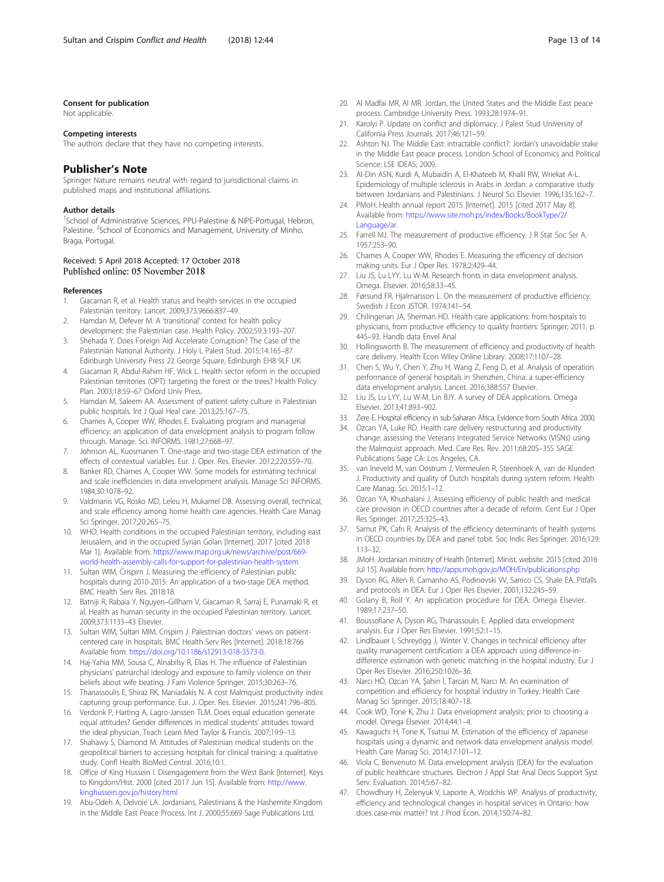#### Consent for publication

Not applicable.

#### Competing interests

The authors declare that they have no competing interests.

## Publisher's Note

Springer Nature remains neutral with regard to jurisdictional claims in published maps and institutional affiliations.

#### Author details

[1]School of Administrative Sciences, PPU-Palestine & NIPE-Portugal, Hebron, Palestine. [2]School of Economics and Management, University of Minho, Braga, Portugal.

Received: 5 April 2018 Accepted: 17 October 2018
Published online: 05 November 2018

#### References

1. Giacaman R, et al. Health status and health services in the occupied Palestinian territory. Lancet. 2009;373.9666:837–49.
2. Hamdan M, Defever M. A 'transitional' context for health policy development: the Palestinian case. Health Policy. 2002;59.3:193–207.
3. Shehada Y. Does Foreign Aid Accelerate Corruption? The Case of the Palestinian National Authority. J Holy L Palest Stud. 2015;14:165–87 Edinburgh University Press 22 George Square, Edinburgh EH8 9LF UK.
4. Giacaman R, Abdul-Rahim HF, Wick L. Health sector reform in the occupied Palestinian territories (OPT): targeting the forest or the trees? Health Policy Plan. 2003;18:59–67 Oxford Univ Press.
5. Hamdan M, Saleem AA. Assessment of patient safety culture in Palestinian public hospitals. Int J Qual Heal care. 2013;25:167–75.
6. Charnes A, Cooper WW, Rhodes E. Evaluating program and managerial efficiency: an application of data envelopment analysis to program follow through. Manage. Sci. INFORMS. 1981;27:668–97.
7. Johnson AL, Kuosmanen T. One-stage and two-stage DEA estimation of the effects of contextual variables. Eur. J. Oper. Res. Elsevier. 2012;220:559–70.
8. Banker RD, Charnes A, Cooper WW. Some models for estimating technical and scale inefficiencies in data envelopment analysis. Manage Sci INFORMS. 1984;30:1078–92.
9. Valdmanis VG, Rosko MD, Leleu H, Mukamel DB. Assessing overall, technical, and scale efficiency among home health care agencies. Health Care Manag Sci Springer. 2017;20:265–75.
10. WHO. Health conditions in the occupied Palestinian territory, including east Jerusalem, and in the occupied Syrian Golan [Internet]. 2017 [cited 2018 Mar 1]. Available from: https://www.map.org.uk/news/archive/post/669-world-health-assembly-calls-for-support-for-palestinian-health-system
11. Sultan WIM, Crispim J. Measuring the efficiency of Palestinian public hospitals during 2010-2015: An application of a two-stage DEA method. BMC Health Serv Res. 2018:18.
12. Batniji R, Rabaia Y, Nguyen–Gillham V, Giacaman R, Sarraj E, Punamaki R, et al. Health as human security in the occupied Palestinian territory. Lancet. 2009;373:1133–43 Elsevier.
13. Sultan WIM, Sultan MIM, Crispim J. Palestinian doctors' views on patient-centered care in hospitals. BMC Health Serv Res [Internet]. 2018;18:766 Available from: https://doi.org/10.1186/s12913-018-3573-0.
14. Haj-Yahia MM, Sousa C, Alnabilsy R, Elias H. The influence of Palestinian physicians' patriarchal ideology and exposure to family violence on their beliefs about wife beating. J Fam Violence Springer. 2015;30:263–76.
15. Thanassoulis E, Shiraz RK, Maniadakis N. A cost Malmquist productivity index capturing group performance. Eur. J. Oper. Res. Elsevier. 2015;241:796–805.
16. Verdonk P, Harting A, Lagro-Janssen TLM. Does equal education generate equal attitudes? Gender differences in medical students' attitudes toward the ideal physician. Teach Learn Med Taylor & Francis. 2007;19:9–13.
17. Shahawy S, Diamond M. Attitudes of Palestinian medical students on the geopolitical barriers to accessing hospitals for clinical training: a qualitative study. Confl Health BioMed Central. 2016;10:1.
18. Office of King Hussein I. Disengagement from the West Bank [Internet]. Keys to Kingdom/Hist. 2000 [cited 2017 Jun 15]. Available from: http://www.kinghussein.gov.jo/history.html
19. Abu-Odeh A, Delvoie LA. Jordanians, Palestinians & the Hashemite Kingdom in the Middle East Peace Process. Int J. 2000;55:669 Sage Publications Ltd.
20. Al Madfai MR, Al MR. Jordan, the United States and the Middle East peace process. Cambridge University Press. 1993;28:1974–91.
21. Karolyi P. Update on conflict and diplomacy. J Palest Stud University of California Press Journals. 2017;46:121–59.
22. Ashton NJ. The Middle East: intractable conflict?: Jordan's unavoidable stake in the Middle East peace process. London School of Economics and Political Science: LSE IDEAS; 2009.
23. Al-Din ASN, Kurdi A, Mubaidin A, El-Khateeb M, Khalil RW, Wriekat A-L. Epidemiology of multiple sclerosis in Arabs in Jordan: a comparative study between Jordanians and Palestinians. J Neurol Sci Elsevier. 1996;135:162–7.
24. PMoH. Health annual report 2015 [Internet]. 2015 [cited 2017 May 8]. Available from: https://www.site.moh.ps/index/Books/BookType/2/Language/ar.
25. Farrell MJ. The measurement of productive efficiency. J R Stat Soc Ser A. 1957:253–90.
26. Charnes A, Cooper WW, Rhodes E. Measuring the efficiency of decision making units. Eur J Oper Res. 1978;2:429–44.
27. Liu JS, Lu LYY, Lu W-M. Research fronts in data envelopment analysis. Omega. Elsevier. 2016;58:33–45.
28. Førsund FR, Hjalmarsson L. On the measurement of productive efficiency. Swedish J Econ JSTOR. 1974:141–54.
29. Chilingerian JA, Sherman HD. Health-care applications: from hospitals to physicians, from productive efficiency to quality frontiers: Springer; 2011. p. 445–93. Handb data Envel Anal
30. Hollingsworth B. The measurement of efficiency and productivity of health care delivery. Health Econ Wiley Online Library. 2008;17:1107–28.
31. Chen S, Wu Y, Chen Y, Zhu H, Wang Z, Feng D, et al. Analysis of operation performance of general hospitals in Shenzhen, China: a super-efficiency data envelopment analysis. Lancet. 2016;388:S57 Elsevier.
32. Liu JS, Lu LYY, Lu W-M, Lin BJY. A survey of DEA applications. Omega Elsevier. 2013;41:893–902.
33. Zere E. Hospital efficiency in sub-Saharan Africa. Evidence from South Africa. 2000.
34. Ozcan YA, Luke RD. Health care delivery restructuring and productivity change: assessing the Veterans Integrated Service Networks (VISNs) using the Malmquist approach. Med. Care Res. Rev. 2011;68:20S–35S SAGE Publications Sage CA: Los Angeles, CA.
35. van Ineveld M, van Oostrum J, Vermeulen R, Steenhoek A, van de Klundert J. Productivity and quality of Dutch hospitals during system reform. Health Care Manag. Sci. 2015:1–12.
36. Ozcan YA, Khushalani J. Assessing efficiency of public health and medical care provision in OECD countries after a decade of reform. Cent Eur J Oper Res Springer. 2017;25:325–43.
37. Samut PK, Cafrı R. Analysis of the efficiency determinants of health systems in OECD countries by DEA and panel tobit. Soc Indic Res Springer. 2016;129:113–32.
38. JMoH. Jordanian ministry of Health [Internet]. Minist. website. 2015 [cited 2016 Jul 15]. Available from: http://apps.moh.gov.jo/MOH/En/publications.php
39. Dyson RG, Allen R, Camanho AS, Podinovski VV, Sarrico CS, Shale EA. Pitfalls and protocols in DEA. Eur J Oper Res Elsevier. 2001;132:245–59.
40. Golany B, Roll Y. An application procedure for DEA. Omega Elsevier. 1989;17:237–50.
41. Boussofiane A, Dyson RG, Thanassoulis E. Applied data envelopment analysis. Eur J Oper Res Elsevier. 1991;52:1–15.
42. Lindlbauer I, Schreyögg J, Winter V. Changes in technical efficiency after quality management certification: A DEA approach using difference-in-difference estimation with genetic matching in the hospital industry. Eur J Oper Res Elsevier. 2016;250:1026–36.
43. Narcı HÖ, Ozcan YA, Şahin İ, Tarcan M, Narcı M. An examination of competition and efficiency for hospital industry in Turkey. Health Care Manag Sci Springer. 2015;18:407–18.
44. Cook WD, Tone K, Zhu J. Data envelopment analysis: prior to choosing a model. Omega Elsevier. 2014;44:1–4.
45. Kawaguchi H, Tone K, Tsutsui M. Estimation of the efficiency of Japanese hospitals using a dynamic and network data envelopment analysis model. Health Care Manag Sci. 2014;17:101–12.
46. Viola C, Benvenuto M. Data envelopment analysis (DEA) for the evaluation of public healthcare structures. Electron J Appl Stat Anal Decis Support Syst Serv. Evaluation. 2014;5:67–82.
47. Chowdhury H, Zelenyuk V, Laporte A, Wodchis WP. Analysis of productivity, efficiency and technological changes in hospital services in Ontario: how does case-mix matter? Int J Prod Econ. 2014;150:74–82.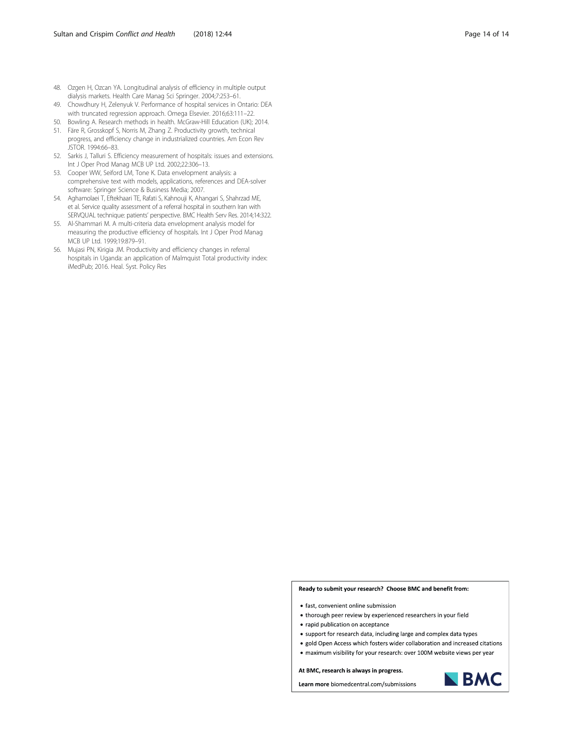48. Ozgen H, Ozcan YA. Longitudinal analysis of efficiency in multiple output dialysis markets. Health Care Manag Sci Springer. 2004;7:253–61.
49. Chowdhury H, Zelenyuk V. Performance of hospital services in Ontario: DEA with truncated regression approach. Omega Elsevier. 2016;63:111–22.
50. Bowling A. Research methods in health. McGraw-Hill Education (UK); 2014.
51. Färe R, Grosskopf S, Norris M, Zhang Z. Productivity growth, technical progress, and efficiency change in industrialized countries. Am Econ Rev JSTOR. 1994:66–83.
52. Sarkis J, Talluri S. Efficiency measurement of hospitals: issues and extensions. Int J Oper Prod Manag MCB UP Ltd. 2002;22:306–13.
53. Cooper WW, Seiford LM, Tone K. Data envelopment analysis: a comprehensive text with models, applications, references and DEA-solver software: Springer Science & Business Media; 2007.
54. Aghamolaei T, Eftekhaari TE, Rafati S, Kahnouji K, Ahangari S, Shahrzad ME, et al. Service quality assessment of a referral hospital in southern Iran with SERVQUAL technique: patients' perspective. BMC Health Serv Res. 2014;14:322.
55. Al-Shammari M. A multi-criteria data envelopment analysis model for measuring the productive efficiency of hospitals. Int J Oper Prod Manag MCB UP Ltd. 1999;19:879–91.
56. Mujasi PN, Kirigia JM. Productivity and efficiency changes in referral hospitals in Uganda: an application of Malmquist Total productivity index: iMedPub; 2016. Heal. Syst. Policy Res

**Ready to submit your research? Choose BMC and benefit from:**

- fast, convenient online submission
- thorough peer review by experienced researchers in your field
- rapid publication on acceptance
- support for research data, including large and complex data types
- gold Open Access which fosters wider collaboration and increased citations
- maximum visibility for your research: over 100M website views per year

**At BMC, research is always in progress.**

**Learn more** biomedcentral.com/submissions

BMC